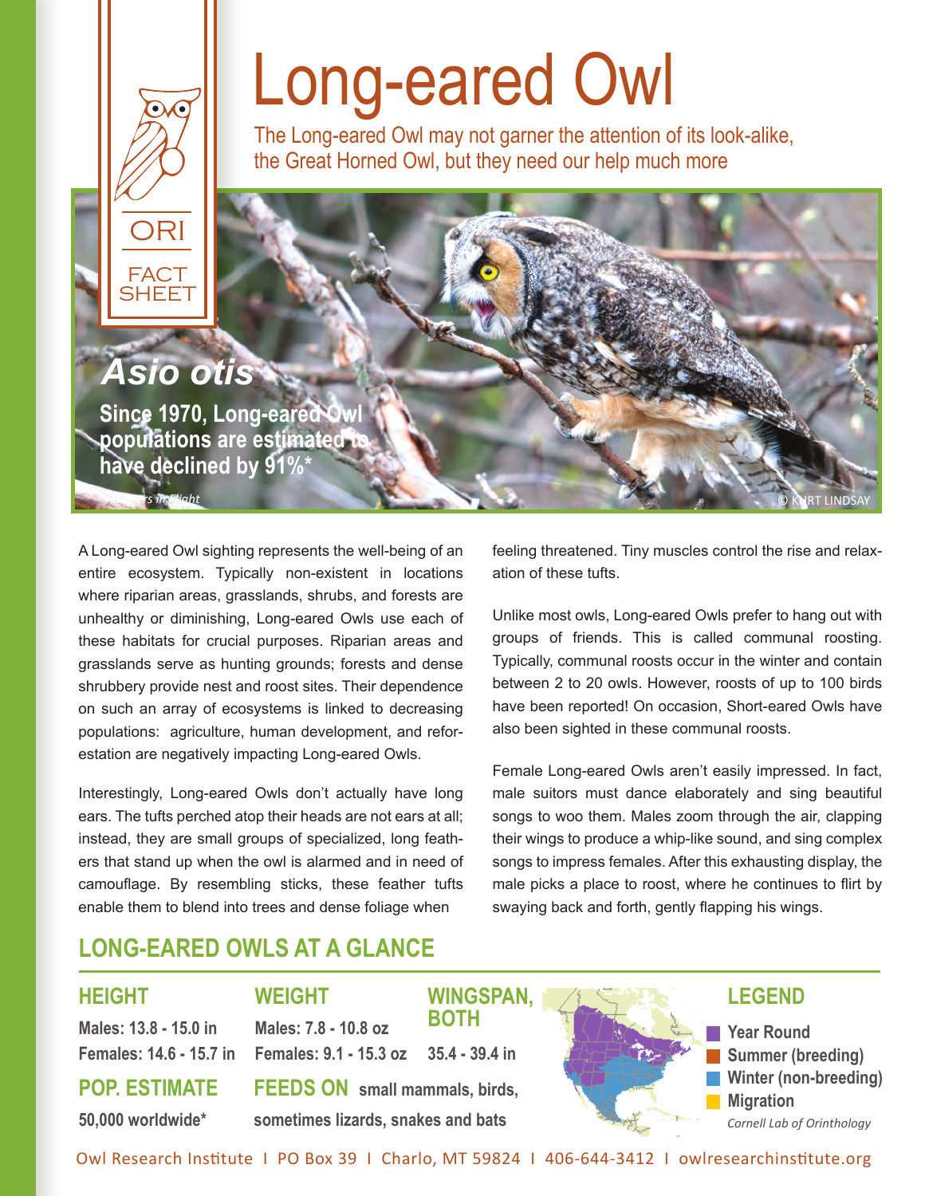ORI FACT SHEET

# Long-eared Owl

The Long-eared Owl may not garner the attention of its look-alike, the Great Horned Owl, but they need our help much more

***Asio otis***

**Since 1970, Long-eared Owl populations are estimated to have declined by 91%***

*Partners in Flight

© KURT LINDSAY

A Long-eared Owl sighting represents the well-being of an entire ecosystem. Typically non-existent in locations where riparian areas, grasslands, shrubs, and forests are unhealthy or diminishing, Long-eared Owls use each of these habitats for crucial purposes. Riparian areas and grasslands serve as hunting grounds; forests and dense shrubbery provide nest and roost sites. Their dependence on such an array of ecosystems is linked to decreasing populations: agriculture, human development, and reforestation are negatively impacting Long-eared Owls.

Interestingly, Long-eared Owls don't actually have long ears. The tufts perched atop their heads are not ears at all; instead, they are small groups of specialized, long feathers that stand up when the owl is alarmed and in need of camouflage. By resembling sticks, these feather tufts enable them to blend into trees and dense foliage when feeling threatened. Tiny muscles control the rise and relaxation of these tufts.

Unlike most owls, Long-eared Owls prefer to hang out with groups of friends. This is called communal roosting. Typically, communal roosts occur in the winter and contain between 2 to 20 owls. However, roosts of up to 100 birds have been reported! On occasion, Short-eared Owls have also been sighted in these communal roosts.

Female Long-eared Owls aren't easily impressed. In fact, male suitors must dance elaborately and sing beautiful songs to woo them. Males zoom through the air, clapping their wings to produce a whip-like sound, and sing complex songs to impress females. After this exhausting display, the male picks a place to roost, where he continues to flirt by swaying back and forth, gently flapping his wings.

## LONG-EARED OWLS AT A GLANCE

**HEIGHT**
Males: 13.8 - 15.0 in
Females: 14.6 - 15.7 in

**WEIGHT**
Males: 7.8 - 10.8 oz
Females: 9.1 - 15.3 oz

**WINGSPAN, BOTH**
35.4 - 39.4 in

**POP. ESTIMATE**
50,000 worldwide*

**FEEDS ON** small mammals, birds, sometimes lizards, snakes and bats

**LEGEND**
- Year Round
- Summer (breeding)
- Winter (non-breeding)
- Migration

*Cornell Lab of Orinthology*

Owl Research Institute | PO Box 39 | Charlo, MT 59824 | 406-644-3412 | owlresearchinstitute.org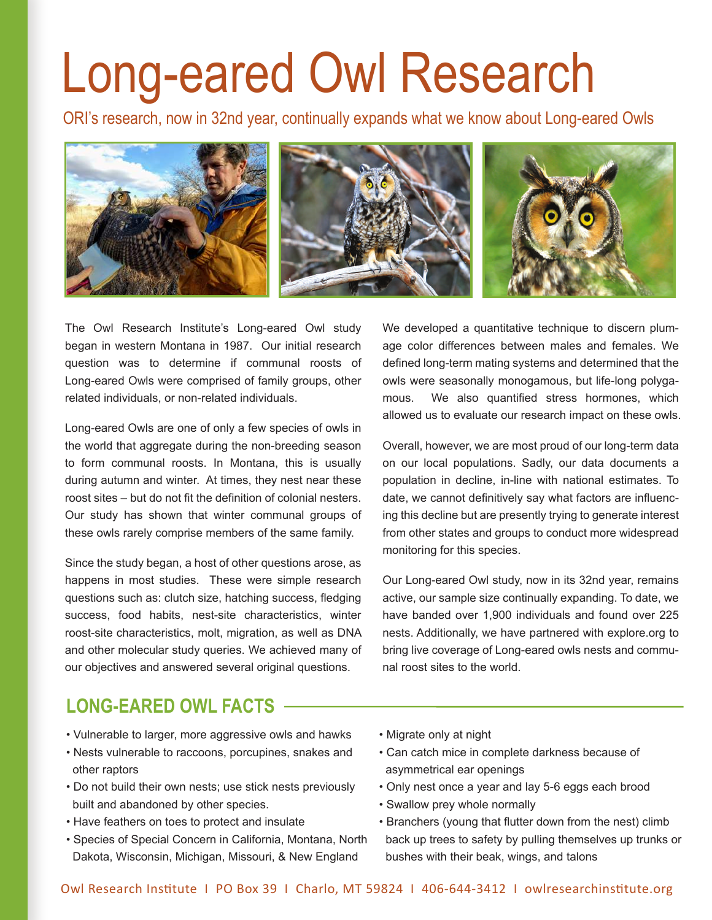# Long-eared Owl Research

ORI's research, now in 32nd year, continually expands what we know about Long-eared Owls

The Owl Research Institute's Long-eared Owl study began in western Montana in 1987. Our initial research question was to determine if communal roosts of Long-eared Owls were comprised of family groups, other related individuals, or non-related individuals.

Long-eared Owls are one of only a few species of owls in the world that aggregate during the non-breeding season to form communal roosts. In Montana, this is usually during autumn and winter. At times, they nest near these roost sites – but do not fit the definition of colonial nesters. Our study has shown that winter communal groups of these owls rarely comprise members of the same family.

Since the study began, a host of other questions arose, as happens in most studies. These were simple research questions such as: clutch size, hatching success, fledging success, food habits, nest-site characteristics, winter roost-site characteristics, molt, migration, as well as DNA and other molecular study queries. We achieved many of our objectives and answered several original questions.

We developed a quantitative technique to discern plumage color differences between males and females. We defined long-term mating systems and determined that the owls were seasonally monogamous, but life-long polygamous. We also quantified stress hormones, which allowed us to evaluate our research impact on these owls.

Overall, however, we are most proud of our long-term data on our local populations. Sadly, our data documents a population in decline, in-line with national estimates. To date, we cannot definitively say what factors are influencing this decline but are presently trying to generate interest from other states and groups to conduct more widespread monitoring for this species.

Our Long-eared Owl study, now in its 32nd year, remains active, our sample size continually expanding. To date, we have banded over 1,900 individuals and found over 225 nests. Additionally, we have partnered with explore.org to bring live coverage of Long-eared owls nests and communal roost sites to the world.

## LONG-EARED OWL FACTS

- Vulnerable to larger, more aggressive owls and hawks
- Nests vulnerable to raccoons, porcupines, snakes and other raptors
- Do not build their own nests; use stick nests previously built and abandoned by other species.
- Have feathers on toes to protect and insulate
- Species of Special Concern in California, Montana, North Dakota, Wisconsin, Michigan, Missouri, & New England
- Migrate only at night
- Can catch mice in complete darkness because of asymmetrical ear openings
- Only nest once a year and lay 5-6 eggs each brood
- Swallow prey whole normally
- Branchers (young that flutter down from the nest) climb back up trees to safety by pulling themselves up trunks or bushes with their beak, wings, and talons

Owl Research Institute | PO Box 39 | Charlo, MT 59824 | 406-644-3412 | owlresearchinstitute.org